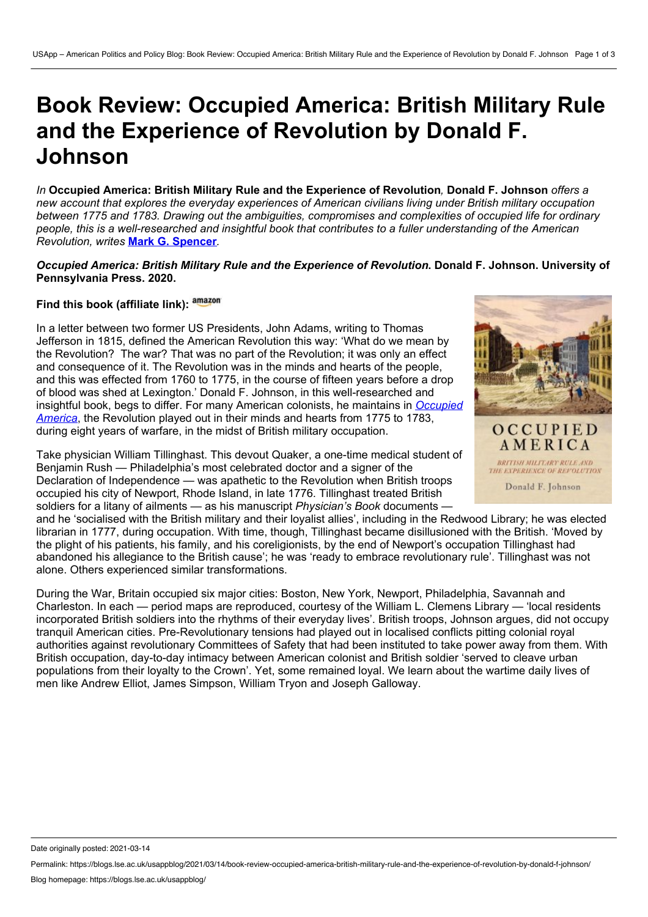# Book Review: Occupied America: British Military Rule and the Experience of Revolution by Donald F. Johnson

*In* **Occupied America: British Military Rule and the Experience of Revolution***,* **Donald F. Johnson** *offers a new account that explores the everyday experiences of American civilians living under British military occupation between 1775 and 1783. Drawing out the ambiguities, compromises and complexities of occupied life for ordinary people, this is a well-researched and insightful book that contributes to a fuller understanding of the American Revolution, writes* **Mark G. Spencer***.*

***Occupied America: British Military Rule and the Experience of Revolution*. Donald F. Johnson. University of Pennsylvania Press. 2020.**

**Find this book (affiliate link):** amazon

In a letter between two former US Presidents, John Adams, writing to Thomas Jefferson in 1815, defined the American Revolution this way: 'What do we mean by the Revolution? The war? That was no part of the Revolution; it was only an effect and consequence of it. The Revolution was in the minds and hearts of the people, and this was effected from 1760 to 1775, in the course of fifteen years before a drop of blood was shed at Lexington.' Donald F. Johnson, in this well-researched and insightful book, begs to differ. For many American colonists, he maintains in *Occupied America*, the Revolution played out in their minds and hearts from 1775 to 1783, during eight years of warfare, in the midst of British military occupation.

Take physician William Tillinghast. This devout Quaker, a one-time medical student of Benjamin Rush — Philadelphia's most celebrated doctor and a signer of the Declaration of Independence — was apathetic to the Revolution when British troops occupied his city of Newport, Rhode Island, in late 1776. Tillinghast treated British soldiers for a litany of ailments — as his manuscript *Physician's Book* documents — and he 'socialised with the British military and their loyalist allies', including in the Redwood Library; he was elected librarian in 1777, during occupation. With time, though, Tillinghast became disillusioned with the British. 'Moved by the plight of his patients, his family, and his coreligionists, by the end of Newport's occupation Tillinghast had abandoned his allegiance to the British cause'; he was 'ready to embrace revolutionary rule'. Tillinghast was not alone. Others experienced similar transformations.

During the War, Britain occupied six major cities: Boston, New York, Newport, Philadelphia, Savannah and Charleston. In each — period maps are reproduced, courtesy of the William L. Clemens Library — 'local residents incorporated British soldiers into the rhythms of their everyday lives'. British troops, Johnson argues, did not occupy tranquil American cities. Pre-Revolutionary tensions had played out in localised conflicts pitting colonial royal authorities against revolutionary Committees of Safety that had been instituted to take power away from them. With British occupation, day-to-day intimacy between American colonist and British soldier 'served to cleave urban populations from their loyalty to the Crown'. Yet, some remained loyal. We learn about the wartime daily lives of men like Andrew Elliot, James Simpson, William Tryon and Joseph Galloway.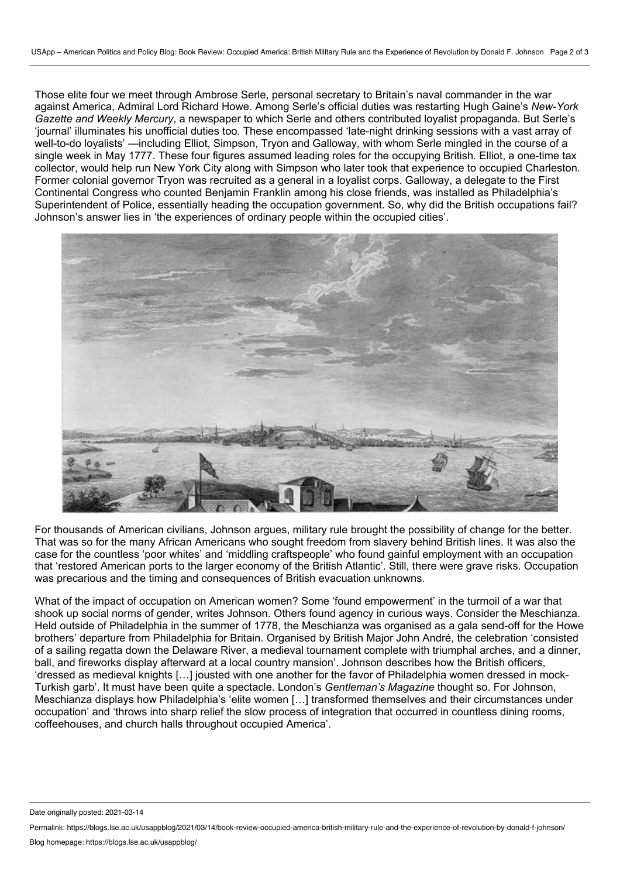Those elite four we meet through Ambrose Serle, personal secretary to Britain's naval commander in the war against America, Admiral Lord Richard Howe. Among Serle's official duties was restarting Hugh Gaine's *New-York Gazette and Weekly Mercury*, a newspaper to which Serle and others contributed loyalist propaganda. But Serle's 'journal' illuminates his unofficial duties too. These encompassed 'late-night drinking sessions with a vast array of well-to-do loyalists' —including Elliot, Simpson, Tryon and Galloway, with whom Serle mingled in the course of a single week in May 1777. These four figures assumed leading roles for the occupying British. Elliot, a one-time tax collector, would help run New York City along with Simpson who later took that experience to occupied Charleston. Former colonial governor Tryon was recruited as a general in a loyalist corps. Galloway, a delegate to the First Continental Congress who counted Benjamin Franklin among his close friends, was installed as Philadelphia's Superintendent of Police, essentially heading the occupation government. So, why did the British occupations fail? Johnson's answer lies in 'the experiences of ordinary people within the occupied cities'.

For thousands of American civilians, Johnson argues, military rule brought the possibility of change for the better. That was so for the many African Americans who sought freedom from slavery behind British lines. It was also the case for the countless 'poor whites' and 'middling craftspeople' who found gainful employment with an occupation that 'restored American ports to the larger economy of the British Atlantic'. Still, there were grave risks. Occupation was precarious and the timing and consequences of British evacuation unknowns.

What of the impact of occupation on American women? Some 'found empowerment' in the turmoil of a war that shook up social norms of gender, writes Johnson. Others found agency in curious ways. Consider the Meschianza. Held outside of Philadelphia in the summer of 1778, the Meschianza was organised as a gala send-off for the Howe brothers' departure from Philadelphia for Britain. Organised by British Major John André, the celebration 'consisted of a sailing regatta down the Delaware River, a medieval tournament complete with triumphal arches, and a dinner, ball, and fireworks display afterward at a local country mansion'. Johnson describes how the British officers, 'dressed as medieval knights […] jousted with one another for the favor of Philadelphia women dressed in mock-Turkish garb'. It must have been quite a spectacle. London's *Gentleman's Magazine* thought so. For Johnson, Meschianza displays how Philadelphia's 'elite women […] transformed themselves and their circumstances under occupation' and 'throws into sharp relief the slow process of integration that occurred in countless dining rooms, coffeehouses, and church halls throughout occupied America'.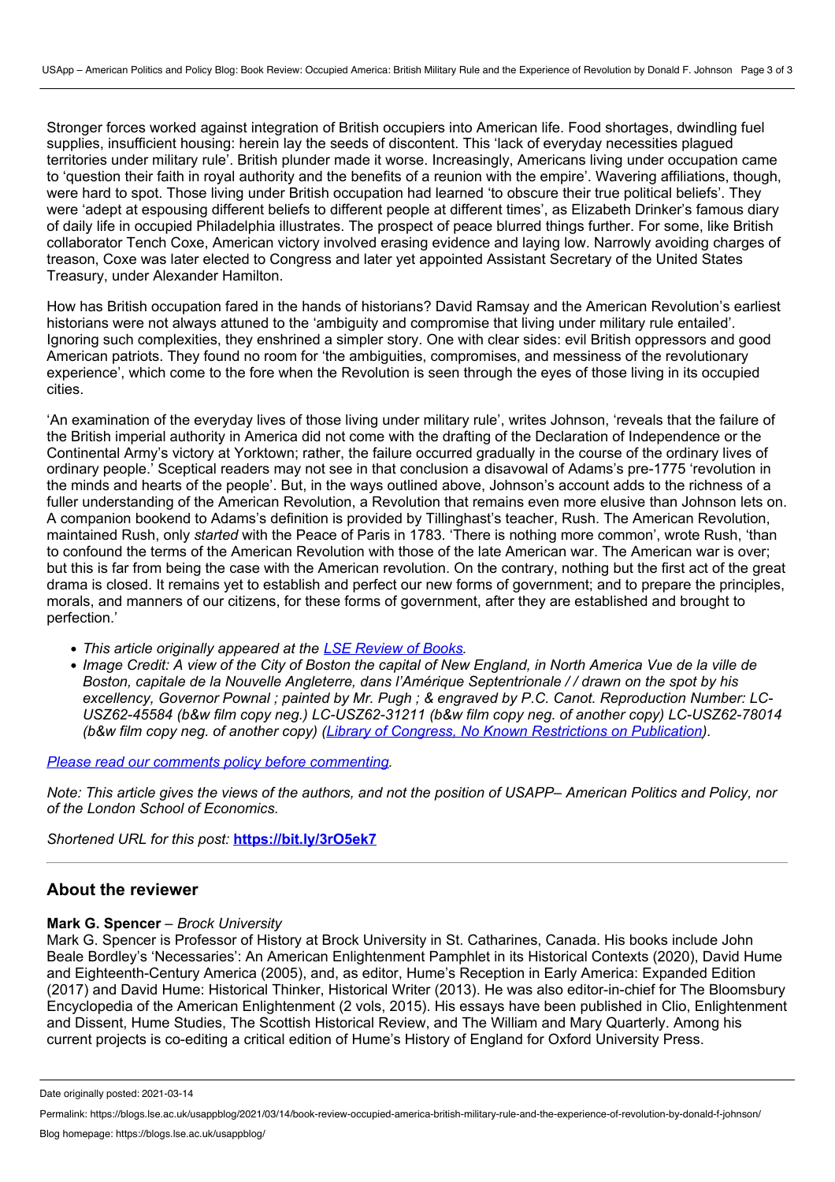Stronger forces worked against integration of British occupiers into American life. Food shortages, dwindling fuel supplies, insufficient housing: herein lay the seeds of discontent. This 'lack of everyday necessities plagued territories under military rule'. British plunder made it worse. Increasingly, Americans living under occupation came to 'question their faith in royal authority and the benefits of a reunion with the empire'. Wavering affiliations, though, were hard to spot. Those living under British occupation had learned 'to obscure their true political beliefs'. They were 'adept at espousing different beliefs to different people at different times', as Elizabeth Drinker's famous diary of daily life in occupied Philadelphia illustrates. The prospect of peace blurred things further. For some, like British collaborator Tench Coxe, American victory involved erasing evidence and laying low. Narrowly avoiding charges of treason, Coxe was later elected to Congress and later yet appointed Assistant Secretary of the United States Treasury, under Alexander Hamilton.

How has British occupation fared in the hands of historians? David Ramsay and the American Revolution's earliest historians were not always attuned to the 'ambiguity and compromise that living under military rule entailed'. Ignoring such complexities, they enshrined a simpler story. One with clear sides: evil British oppressors and good American patriots. They found no room for 'the ambiguities, compromises, and messiness of the revolutionary experience', which come to the fore when the Revolution is seen through the eyes of those living in its occupied cities.

'An examination of the everyday lives of those living under military rule', writes Johnson, 'reveals that the failure of the British imperial authority in America did not come with the drafting of the Declaration of Independence or the Continental Army's victory at Yorktown; rather, the failure occurred gradually in the course of the ordinary lives of ordinary people.' Sceptical readers may not see in that conclusion a disavowal of Adams's pre-1775 'revolution in the minds and hearts of the people'. But, in the ways outlined above, Johnson's account adds to the richness of a fuller understanding of the American Revolution, a Revolution that remains even more elusive than Johnson lets on. A companion bookend to Adams's definition is provided by Tillinghast's teacher, Rush. The American Revolution, maintained Rush, only *started* with the Peace of Paris in 1783. 'There is nothing more common', wrote Rush, 'than to confound the terms of the American Revolution with those of the late American war. The American war is over; but this is far from being the case with the American revolution. On the contrary, nothing but the first act of the great drama is closed. It remains yet to establish and perfect our new forms of government; and to prepare the principles, morals, and manners of our citizens, for these forms of government, after they are established and brought to perfection.'

- *This article originally appeared at the [LSE Review of Books](#).*
- *Image Credit: A view of the City of Boston the capital of New England, in North America Vue de la ville de Boston, capitale de la Nouvelle Angleterre, dans l'Amérique Septentrionale / / drawn on the spot by his excellency, Governor Pownal ; painted by Mr. Pugh ; & engraved by P.C. Canot. Reproduction Number: LC-USZ62-45584 (b&w film copy neg.) LC-USZ62-31211 (b&w film copy neg. of another copy) LC-USZ62-78014 (b&w film copy neg. of another copy) ([Library of Congress, No Known Restrictions on Publication](#)).*

*[Please read our comments policy before commenting](#).*

*Note: This article gives the views of the authors, and not the position of USAPP– American Politics and Policy, nor of the London School of Economics.*

*Shortened URL for this post:* **https://bit.ly/3rO5ek7**

## About the reviewer

**Mark G. Spencer** – *Brock University*

Mark G. Spencer is Professor of History at Brock University in St. Catharines, Canada. His books include John Beale Bordley's 'Necessaries': An American Enlightenment Pamphlet in its Historical Contexts (2020), David Hume and Eighteenth-Century America (2005), and, as editor, Hume's Reception in Early America: Expanded Edition (2017) and David Hume: Historical Thinker, Historical Writer (2013). He was also editor-in-chief for The Bloomsbury Encyclopedia of the American Enlightenment (2 vols, 2015). His essays have been published in Clio, Enlightenment and Dissent, Hume Studies, The Scottish Historical Review, and The William and Mary Quarterly. Among his current projects is co-editing a critical edition of Hume's History of England for Oxford University Press.

Date originally posted: 2021-03-14

Permalink: https://blogs.lse.ac.uk/usappblog/2021/03/14/book-review-occupied-america-british-military-rule-and-the-experience-of-revolution-by-donald-f-johnson/

Blog homepage: https://blogs.lse.ac.uk/usappblog/